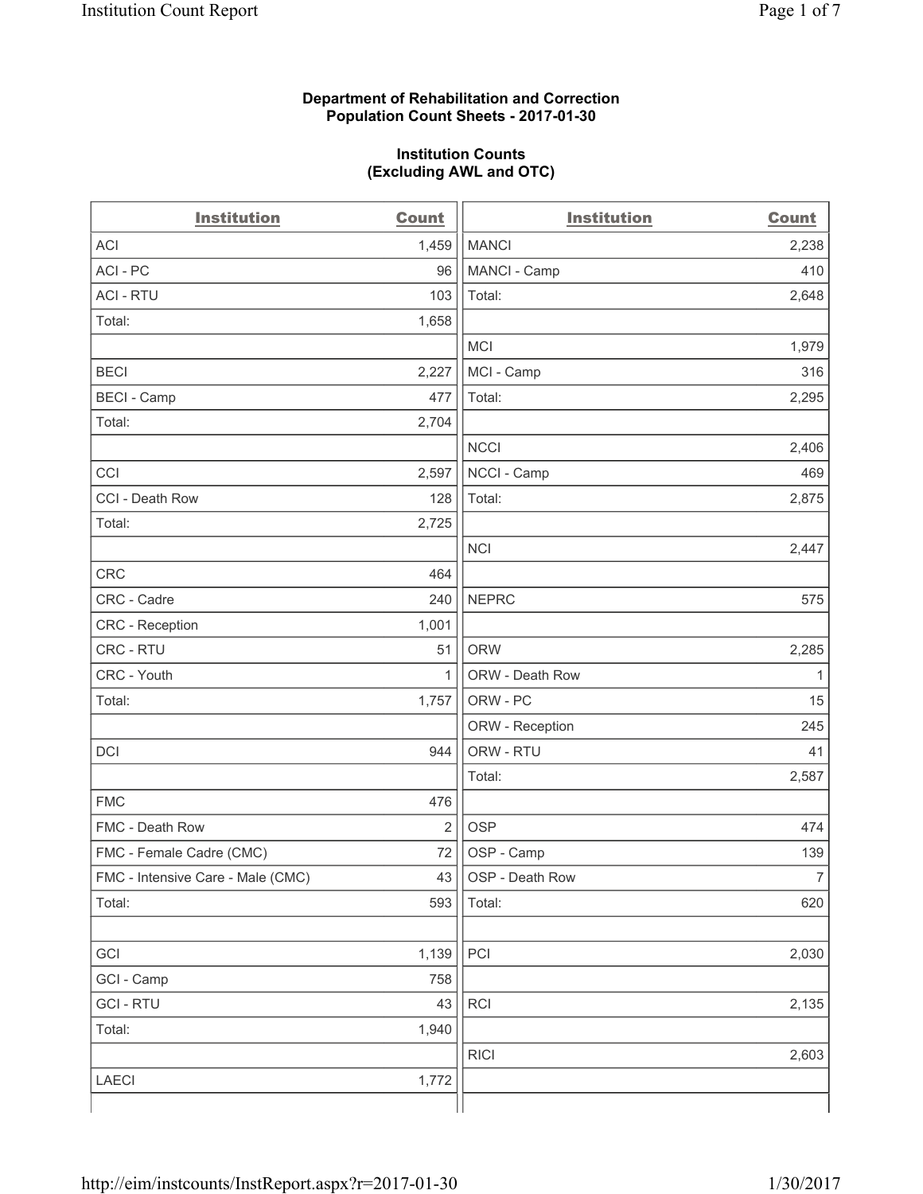**Department of Rehabilitation and Correction**
**Population Count Sheets - 2017-01-30**

**Institution Counts**
**(Excluding AWL and OTC)**

| Institution | Count |
|---|---|
| ACI | 1,459 |
| ACI - PC | 96 |
| ACI - RTU | 103 |
| Total: | 1,658 |
| | |
| BECI | 2,227 |
| BECI - Camp | 477 |
| Total: | 2,704 |
| | |
| CCI | 2,597 |
| CCI - Death Row | 128 |
| Total: | 2,725 |
| | |
| CRC | 464 |
| CRC - Cadre | 240 |
| CRC - Reception | 1,001 |
| CRC - RTU | 51 |
| CRC - Youth | 1 |
| Total: | 1,757 |
| | |
| DCI | 944 |
| | |
| FMC | 476 |
| FMC - Death Row | 2 |
| FMC - Female Cadre (CMC) | 72 |
| FMC - Intensive Care - Male (CMC) | 43 |
| Total: | 593 |
| | |
| GCI | 1,139 |
| GCI - Camp | 758 |
| GCI - RTU | 43 |
| Total: | 1,940 |
| | |
| LAECI | 1,772 |

| Institution | Count |
|---|---|
| MANCI | 2,238 |
| MANCI - Camp | 410 |
| Total: | 2,648 |
| | |
| MCI | 1,979 |
| MCI - Camp | 316 |
| Total: | 2,295 |
| | |
| NCCI | 2,406 |
| NCCI - Camp | 469 |
| Total: | 2,875 |
| | |
| NCI | 2,447 |
| | |
| NEPRC | 575 |
| | |
| ORW | 2,285 |
| ORW - Death Row | 1 |
| ORW - PC | 15 |
| ORW - Reception | 245 |
| ORW - RTU | 41 |
| Total: | 2,587 |
| | |
| OSP | 474 |
| OSP - Camp | 139 |
| OSP - Death Row | 7 |
| Total: | 620 |
| | |
| PCI | 2,030 |
| | |
| RCI | 2,135 |
| | |
| RICI | 2,603 |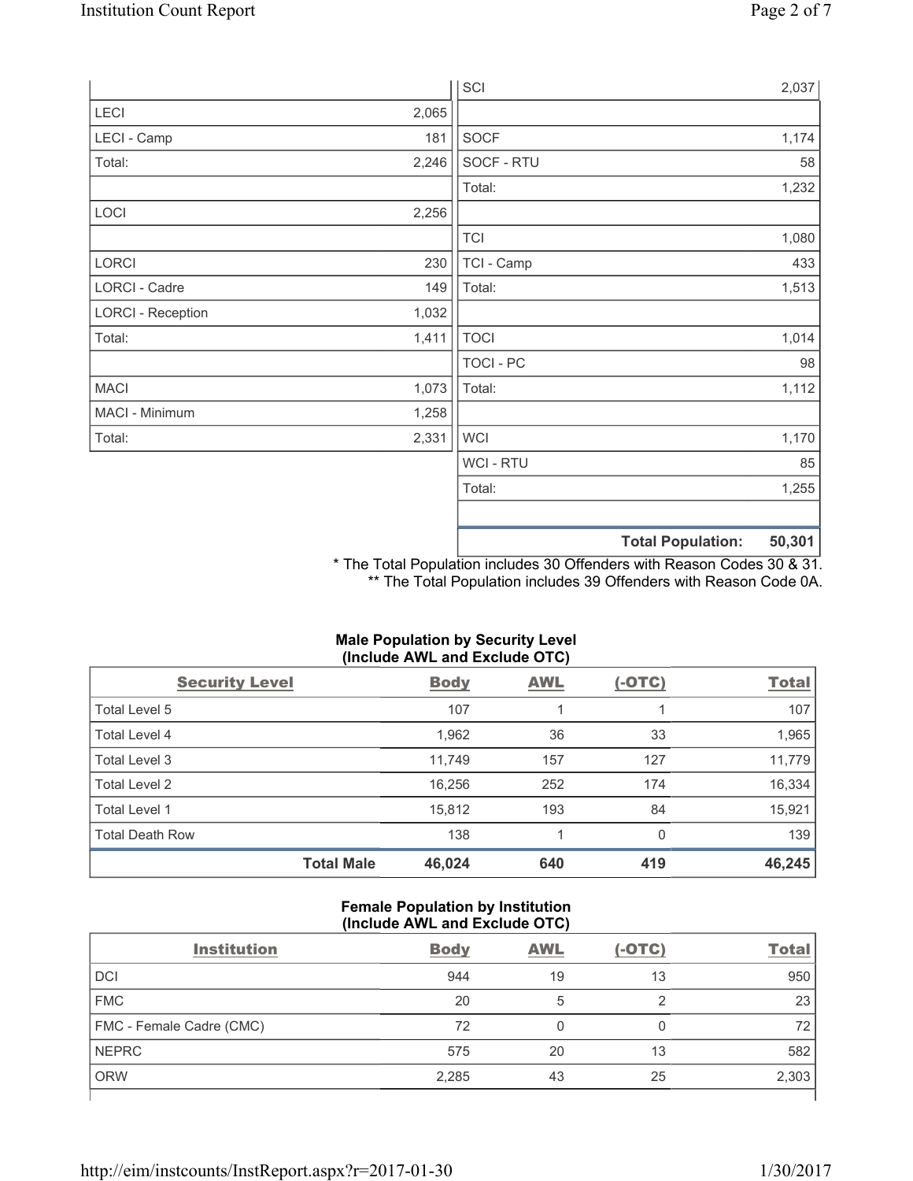| | |
|---|---|
| LECI | 2,065 |
| LECI - Camp | 181 |
| Total: | 2,246 |
| | |
| LOCI | 2,256 |
| | |
| LORCI | 230 |
| LORCI - Cadre | 149 |
| LORCI - Reception | 1,032 |
| Total: | 1,411 |
| | |
| MACI | 1,073 |
| MACI - Minimum | 1,258 |
| Total: | 2,331 |

| | |
|---|---|
| SCI | 2,037 |
| | |
| SOCF | 1,174 |
| SOCF - RTU | 58 |
| Total: | 1,232 |
| | |
| TCI | 1,080 |
| TCI - Camp | 433 |
| Total: | 1,513 |
| | |
| TOCI | 1,014 |
| TOCI - PC | 98 |
| Total: | 1,112 |
| | |
| WCI | 1,170 |
| WCI - RTU | 85 |
| Total: | 1,255 |
| | |
| **Total Population:** | **50,301** |

\* The Total Population includes 30 Offenders with Reason Codes 30 & 31.
\*\* The Total Population includes 39 Offenders with Reason Code 0A.

**Male Population by Security Level (Include AWL and Exclude OTC)**

| Security Level | Body | AWL | (-OTC) | Total |
|---|---|---|---|---|
| Total Level 5 | 107 | 1 | 1 | 107 |
| Total Level 4 | 1,962 | 36 | 33 | 1,965 |
| Total Level 3 | 11,749 | 157 | 127 | 11,779 |
| Total Level 2 | 16,256 | 252 | 174 | 16,334 |
| Total Level 1 | 15,812 | 193 | 84 | 15,921 |
| Total Death Row | 138 | 1 | 0 | 139 |
| **Total Male** | **46,024** | **640** | **419** | **46,245** |

**Female Population by Institution (Include AWL and Exclude OTC)**

| Institution | Body | AWL | (-OTC) | Total |
|---|---|---|---|---|
| DCI | 944 | 19 | 13 | 950 |
| FMC | 20 | 5 | 2 | 23 |
| FMC - Female Cadre (CMC) | 72 | 0 | 0 | 72 |
| NEPRC | 575 | 20 | 13 | 582 |
| ORW | 2,285 | 43 | 25 | 2,303 |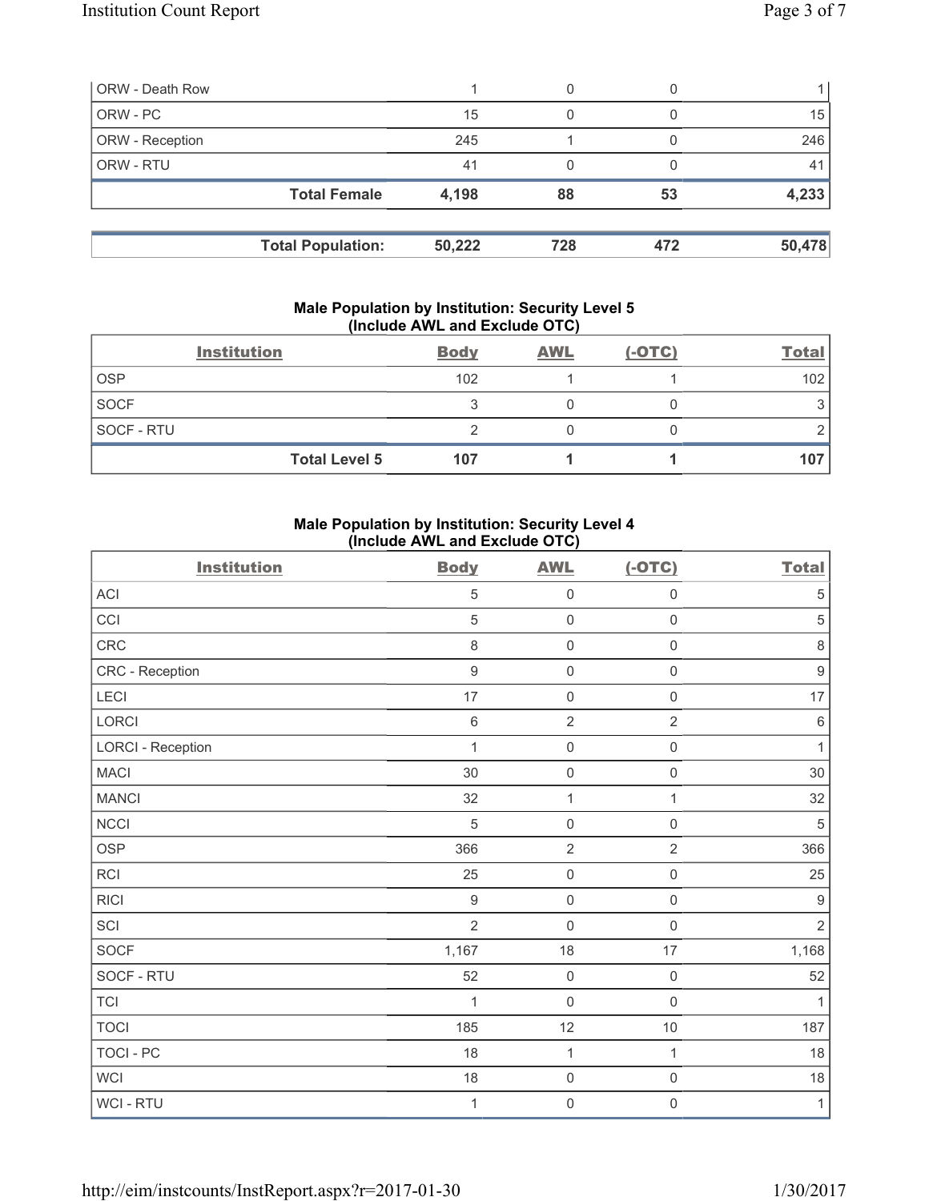| ORW - Death Row | 1 | 0 | 0 | 1 |
|---|---|---|---|---|
| ORW - PC | 15 | 0 | 0 | 15 |
| ORW - Reception | 245 | 1 | 0 | 246 |
| ORW - RTU | 41 | 0 | 0 | 41 |
| **Total Female** | **4,198** | **88** | **53** | **4,233** |

| **Total Population:** | **50,222** | **728** | **472** | **50,478** |
|---|---|---|---|---|

### Male Population by Institution: Security Level 5 (Include AWL and Exclude OTC)

| Institution | Body | AWL | (-OTC) | Total |
|---|---|---|---|---|
| OSP | 102 | 1 | 1 | 102 |
| SOCF | 3 | 0 | 0 | 3 |
| SOCF - RTU | 2 | 0 | 0 | 2 |
| **Total Level 5** | **107** | **1** | **1** | **107** |

### Male Population by Institution: Security Level 4 (Include AWL and Exclude OTC)

| Institution | Body | AWL | (-OTC) | Total |
|---|---|---|---|---|
| ACI | 5 | 0 | 0 | 5 |
| CCI | 5 | 0 | 0 | 5 |
| CRC | 8 | 0 | 0 | 8 |
| CRC - Reception | 9 | 0 | 0 | 9 |
| LECI | 17 | 0 | 0 | 17 |
| LORCI | 6 | 2 | 2 | 6 |
| LORCI - Reception | 1 | 0 | 0 | 1 |
| MACI | 30 | 0 | 0 | 30 |
| MANCI | 32 | 1 | 1 | 32 |
| NCCI | 5 | 0 | 0 | 5 |
| OSP | 366 | 2 | 2 | 366 |
| RCI | 25 | 0 | 0 | 25 |
| RICI | 9 | 0 | 0 | 9 |
| SCI | 2 | 0 | 0 | 2 |
| SOCF | 1,167 | 18 | 17 | 1,168 |
| SOCF - RTU | 52 | 0 | 0 | 52 |
| TCI | 1 | 0 | 0 | 1 |
| TOCI | 185 | 12 | 10 | 187 |
| TOCI - PC | 18 | 1 | 1 | 18 |
| WCI | 18 | 0 | 0 | 18 |
| WCI - RTU | 1 | 0 | 0 | 1 |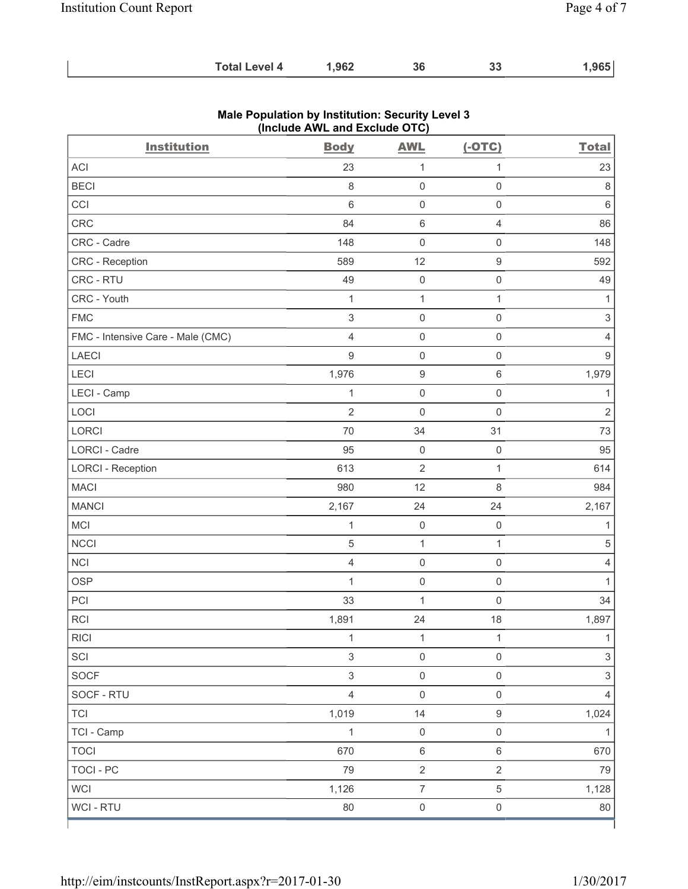| | | | | |
|---|---|---|---|---|
| **Total Level 4** | **1,962** | **36** | **33** | **1,965** |

**Male Population by Institution: Security Level 3 (Include AWL and Exclude OTC)**

| Institution | Body | AWL | (-OTC) | Total |
|---|---|---|---|---|
| ACI | 23 | 1 | 1 | 23 |
| BECI | 8 | 0 | 0 | 8 |
| CCI | 6 | 0 | 0 | 6 |
| CRC | 84 | 6 | 4 | 86 |
| CRC - Cadre | 148 | 0 | 0 | 148 |
| CRC - Reception | 589 | 12 | 9 | 592 |
| CRC - RTU | 49 | 0 | 0 | 49 |
| CRC - Youth | 1 | 1 | 1 | 1 |
| FMC | 3 | 0 | 0 | 3 |
| FMC - Intensive Care - Male (CMC) | 4 | 0 | 0 | 4 |
| LAECI | 9 | 0 | 0 | 9 |
| LECI | 1,976 | 9 | 6 | 1,979 |
| LECI - Camp | 1 | 0 | 0 | 1 |
| LOCI | 2 | 0 | 0 | 2 |
| LORCI | 70 | 34 | 31 | 73 |
| LORCI - Cadre | 95 | 0 | 0 | 95 |
| LORCI - Reception | 613 | 2 | 1 | 614 |
| MACI | 980 | 12 | 8 | 984 |
| MANCI | 2,167 | 24 | 24 | 2,167 |
| MCI | 1 | 0 | 0 | 1 |
| NCCI | 5 | 1 | 1 | 5 |
| NCI | 4 | 0 | 0 | 4 |
| OSP | 1 | 0 | 0 | 1 |
| PCI | 33 | 1 | 0 | 34 |
| RCI | 1,891 | 24 | 18 | 1,897 |
| RICI | 1 | 1 | 1 | 1 |
| SCI | 3 | 0 | 0 | 3 |
| SOCF | 3 | 0 | 0 | 3 |
| SOCF - RTU | 4 | 0 | 0 | 4 |
| TCI | 1,019 | 14 | 9 | 1,024 |
| TCI - Camp | 1 | 0 | 0 | 1 |
| TOCI | 670 | 6 | 6 | 670 |
| TOCI - PC | 79 | 2 | 2 | 79 |
| WCI | 1,126 | 7 | 5 | 1,128 |
| WCI - RTU | 80 | 0 | 0 | 80 |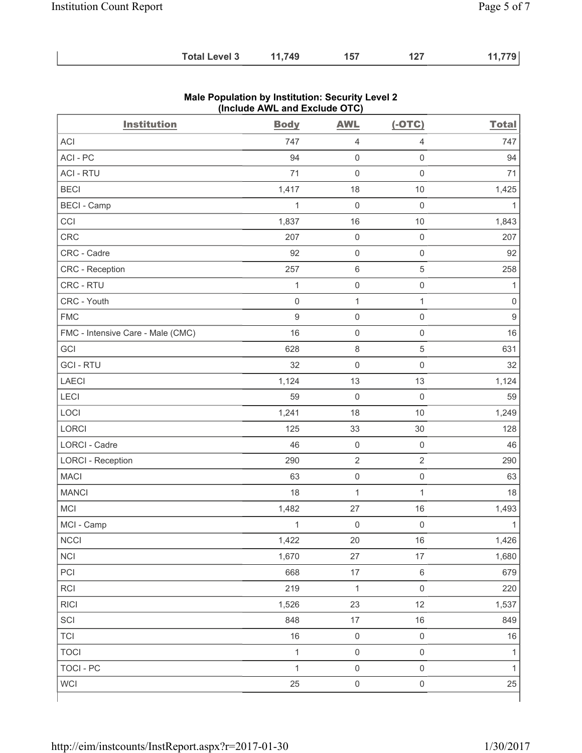| | Total Level 3 | 11,749 | 157 | 127 | 11,779 |
|---|---|---|---|---|---|

## Male Population by Institution: Security Level 2 (Include AWL and Exclude OTC)

| Institution | Body | AWL | (-OTC) | Total |
|---|---|---|---|---|
| ACI | 747 | 4 | 4 | 747 |
| ACI - PC | 94 | 0 | 0 | 94 |
| ACI - RTU | 71 | 0 | 0 | 71 |
| BECI | 1,417 | 18 | 10 | 1,425 |
| BECI - Camp | 1 | 0 | 0 | 1 |
| CCI | 1,837 | 16 | 10 | 1,843 |
| CRC | 207 | 0 | 0 | 207 |
| CRC - Cadre | 92 | 0 | 0 | 92 |
| CRC - Reception | 257 | 6 | 5 | 258 |
| CRC - RTU | 1 | 0 | 0 | 1 |
| CRC - Youth | 0 | 1 | 1 | 0 |
| FMC | 9 | 0 | 0 | 9 |
| FMC - Intensive Care - Male (CMC) | 16 | 0 | 0 | 16 |
| GCI | 628 | 8 | 5 | 631 |
| GCI - RTU | 32 | 0 | 0 | 32 |
| LAECI | 1,124 | 13 | 13 | 1,124 |
| LECI | 59 | 0 | 0 | 59 |
| LOCI | 1,241 | 18 | 10 | 1,249 |
| LORCI | 125 | 33 | 30 | 128 |
| LORCI - Cadre | 46 | 0 | 0 | 46 |
| LORCI - Reception | 290 | 2 | 2 | 290 |
| MACI | 63 | 0 | 0 | 63 |
| MANCI | 18 | 1 | 1 | 18 |
| MCI | 1,482 | 27 | 16 | 1,493 |
| MCI - Camp | 1 | 0 | 0 | 1 |
| NCCI | 1,422 | 20 | 16 | 1,426 |
| NCI | 1,670 | 27 | 17 | 1,680 |
| PCI | 668 | 17 | 6 | 679 |
| RCI | 219 | 1 | 0 | 220 |
| RICI | 1,526 | 23 | 12 | 1,537 |
| SCI | 848 | 17 | 16 | 849 |
| TCI | 16 | 0 | 0 | 16 |
| TOCI | 1 | 0 | 0 | 1 |
| TOCI - PC | 1 | 0 | 0 | 1 |
| WCI | 25 | 0 | 0 | 25 |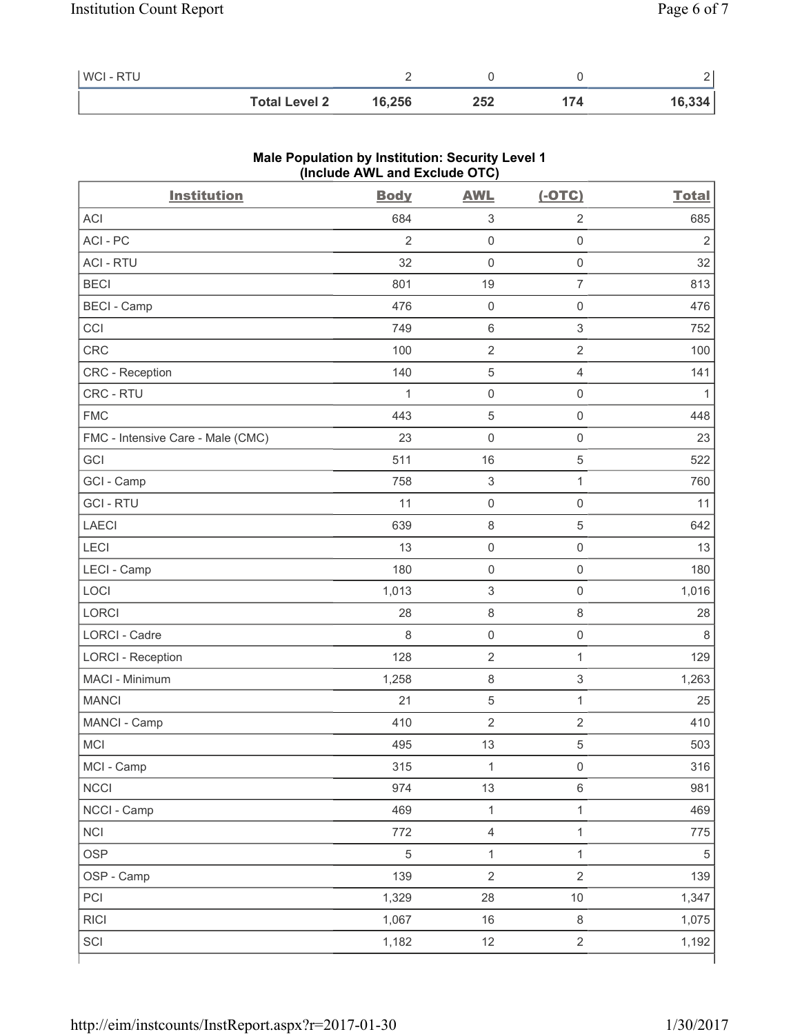| WCI - RTU | 2 | 0 | 0 | 2 |
|---|---|---|---|---|
| **Total Level 2** | **16,256** | **252** | **174** | **16,334** |

**Male Population by Institution: Security Level 1**
**(Include AWL and Exclude OTC)**

| Institution | Body | AWL | (-OTC) | Total |
|---|---|---|---|---|
| ACI | 684 | 3 | 2 | 685 |
| ACI - PC | 2 | 0 | 0 | 2 |
| ACI - RTU | 32 | 0 | 0 | 32 |
| BECI | 801 | 19 | 7 | 813 |
| BECI - Camp | 476 | 0 | 0 | 476 |
| CCI | 749 | 6 | 3 | 752 |
| CRC | 100 | 2 | 2 | 100 |
| CRC - Reception | 140 | 5 | 4 | 141 |
| CRC - RTU | 1 | 0 | 0 | 1 |
| FMC | 443 | 5 | 0 | 448 |
| FMC - Intensive Care - Male (CMC) | 23 | 0 | 0 | 23 |
| GCI | 511 | 16 | 5 | 522 |
| GCI - Camp | 758 | 3 | 1 | 760 |
| GCI - RTU | 11 | 0 | 0 | 11 |
| LAECI | 639 | 8 | 5 | 642 |
| LECI | 13 | 0 | 0 | 13 |
| LECI - Camp | 180 | 0 | 0 | 180 |
| LOCI | 1,013 | 3 | 0 | 1,016 |
| LORCI | 28 | 8 | 8 | 28 |
| LORCI - Cadre | 8 | 0 | 0 | 8 |
| LORCI - Reception | 128 | 2 | 1 | 129 |
| MACI - Minimum | 1,258 | 8 | 3 | 1,263 |
| MANCI | 21 | 5 | 1 | 25 |
| MANCI - Camp | 410 | 2 | 2 | 410 |
| MCI | 495 | 13 | 5 | 503 |
| MCI - Camp | 315 | 1 | 0 | 316 |
| NCCI | 974 | 13 | 6 | 981 |
| NCCI - Camp | 469 | 1 | 1 | 469 |
| NCI | 772 | 4 | 1 | 775 |
| OSP | 5 | 1 | 1 | 5 |
| OSP - Camp | 139 | 2 | 2 | 139 |
| PCI | 1,329 | 28 | 10 | 1,347 |
| RICI | 1,067 | 16 | 8 | 1,075 |
| SCI | 1,182 | 12 | 2 | 1,192 |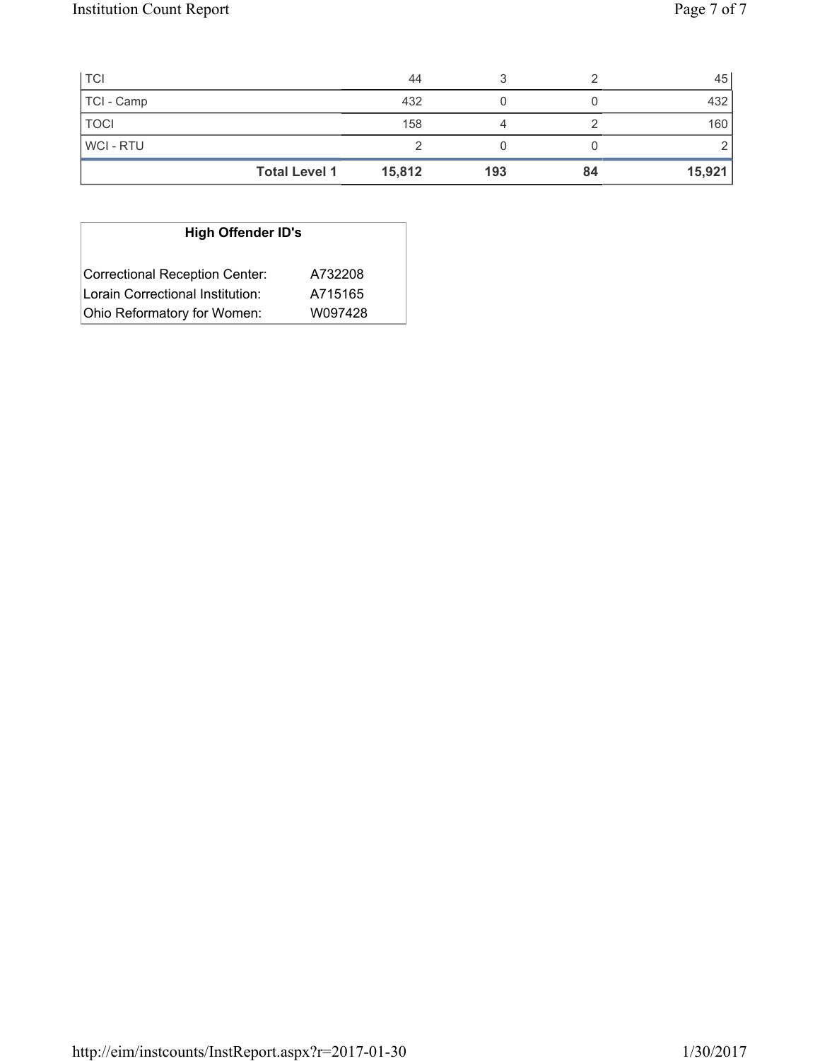| | | | | |
|---|---|---|---|---|
| TCI | 44 | 3 | 2 | 45 |
| TCI - Camp | 432 | 0 | 0 | 432 |
| TOCI | 158 | 4 | 2 | 160 |
| WCI - RTU | 2 | 0 | 0 | 2 |
| **Total Level 1** | **15,812** | **193** | **84** | **15,921** |

| **High Offender ID's** | |
|---|---|
| Correctional Reception Center: | A732208 |
| Lorain Correctional Institution: | A715165 |
| Ohio Reformatory for Women: | W097428 |